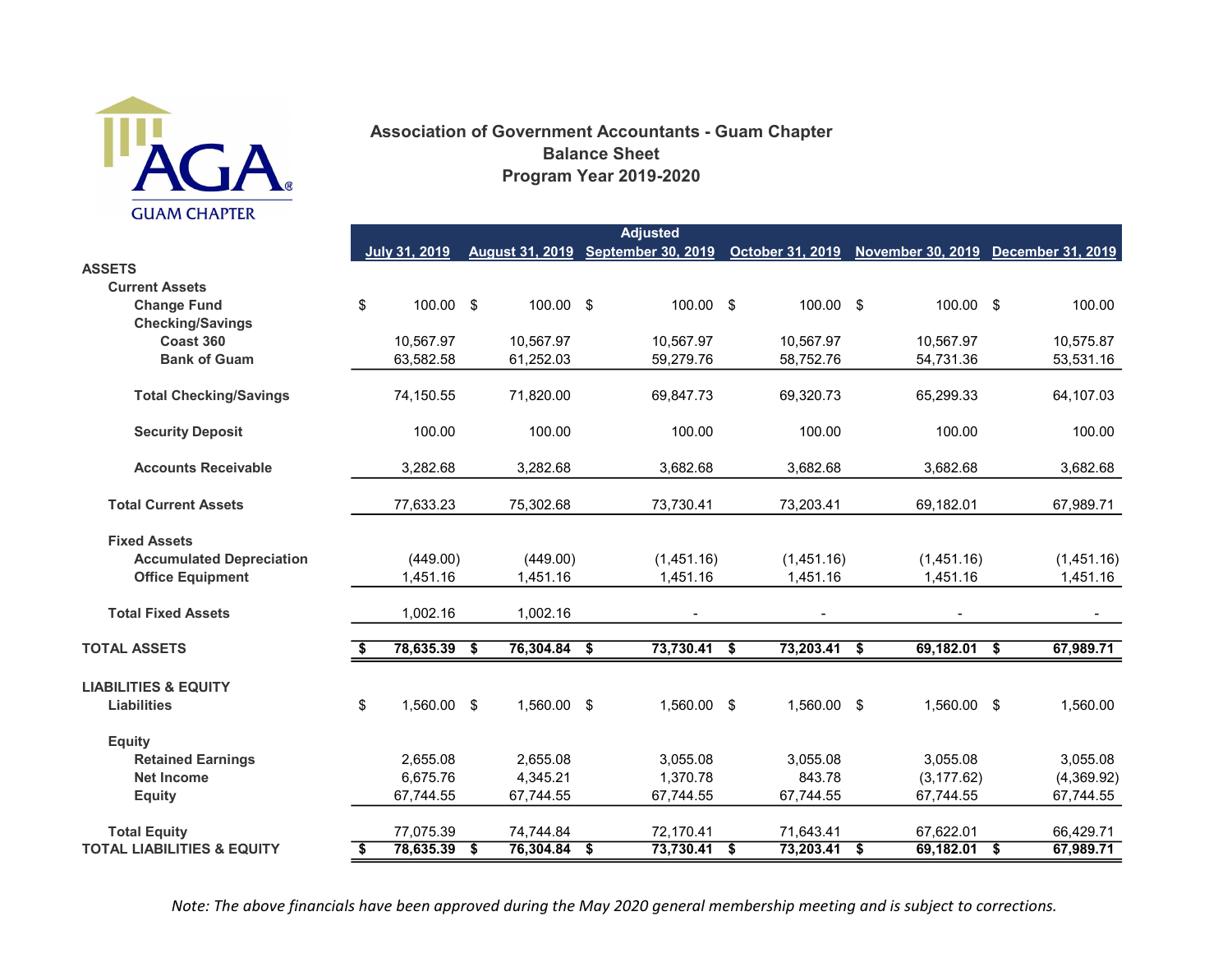AGA GUAM CHAPTER

# Association of Government Accountants - Guam Chapter
## Balance Sheet
## Program Year 2019-2020

| | July 31, 2019 | August 31, 2019 | Adjusted September 30, 2019 | October 31, 2019 | November 30, 2019 | December 31, 2019 |
|---|---|---|---|---|---|---|
| **ASSETS** | | | | | | |
| **Current Assets** | | | | | | |
| **Change Fund** | $ 100.00 | $ 100.00 | $ 100.00 | $ 100.00 | $ 100.00 | $ 100.00 |
| **Checking/Savings** | | | | | | |
| **Coast 360** | 10,567.97 | 10,567.97 | 10,567.97 | 10,567.97 | 10,567.97 | 10,575.87 |
| **Bank of Guam** | 63,582.58 | 61,252.03 | 59,279.76 | 58,752.76 | 54,731.36 | 53,531.16 |
| **Total Checking/Savings** | 74,150.55 | 71,820.00 | 69,847.73 | 69,320.73 | 65,299.33 | 64,107.03 |
| **Security Deposit** | 100.00 | 100.00 | 100.00 | 100.00 | 100.00 | 100.00 |
| **Accounts Receivable** | 3,282.68 | 3,282.68 | 3,682.68 | 3,682.68 | 3,682.68 | 3,682.68 |
| **Total Current Assets** | 77,633.23 | 75,302.68 | 73,730.41 | 73,203.41 | 69,182.01 | 67,989.71 |
| **Fixed Assets** | | | | | | |
| **Accumulated Depreciation** | (449.00) | (449.00) | (1,451.16) | (1,451.16) | (1,451.16) | (1,451.16) |
| **Office Equipment** | 1,451.16 | 1,451.16 | 1,451.16 | 1,451.16 | 1,451.16 | 1,451.16 |
| **Total Fixed Assets** | 1,002.16 | 1,002.16 | - | - | - | - |
| **TOTAL ASSETS** | **$ 78,635.39** | **$ 76,304.84** | **$ 73,730.41** | **$ 73,203.41** | **$ 69,182.01** | **$ 67,989.71** |
| **LIABILITIES & EQUITY** | | | | | | |
| **Liabilities** | $ 1,560.00 | $ 1,560.00 | $ 1,560.00 | $ 1,560.00 | $ 1,560.00 | $ 1,560.00 |
| **Equity** | | | | | | |
| **Retained Earnings** | 2,655.08 | 2,655.08 | 3,055.08 | 3,055.08 | 3,055.08 | 3,055.08 |
| **Net Income** | 6,675.76 | 4,345.21 | 1,370.78 | 843.78 | (3,177.62) | (4,369.92) |
| **Equity** | 67,744.55 | 67,744.55 | 67,744.55 | 67,744.55 | 67,744.55 | 67,744.55 |
| **Total Equity** | 77,075.39 | 74,744.84 | 72,170.41 | 71,643.41 | 67,622.01 | 66,429.71 |
| **TOTAL LIABILITIES & EQUITY** | **$ 78,635.39** | **$ 76,304.84** | **$ 73,730.41** | **$ 73,203.41** | **$ 69,182.01** | **$ 67,989.71** |

*Note: The above financials have been approved during the May 2020 general membership meeting and is subject to corrections.*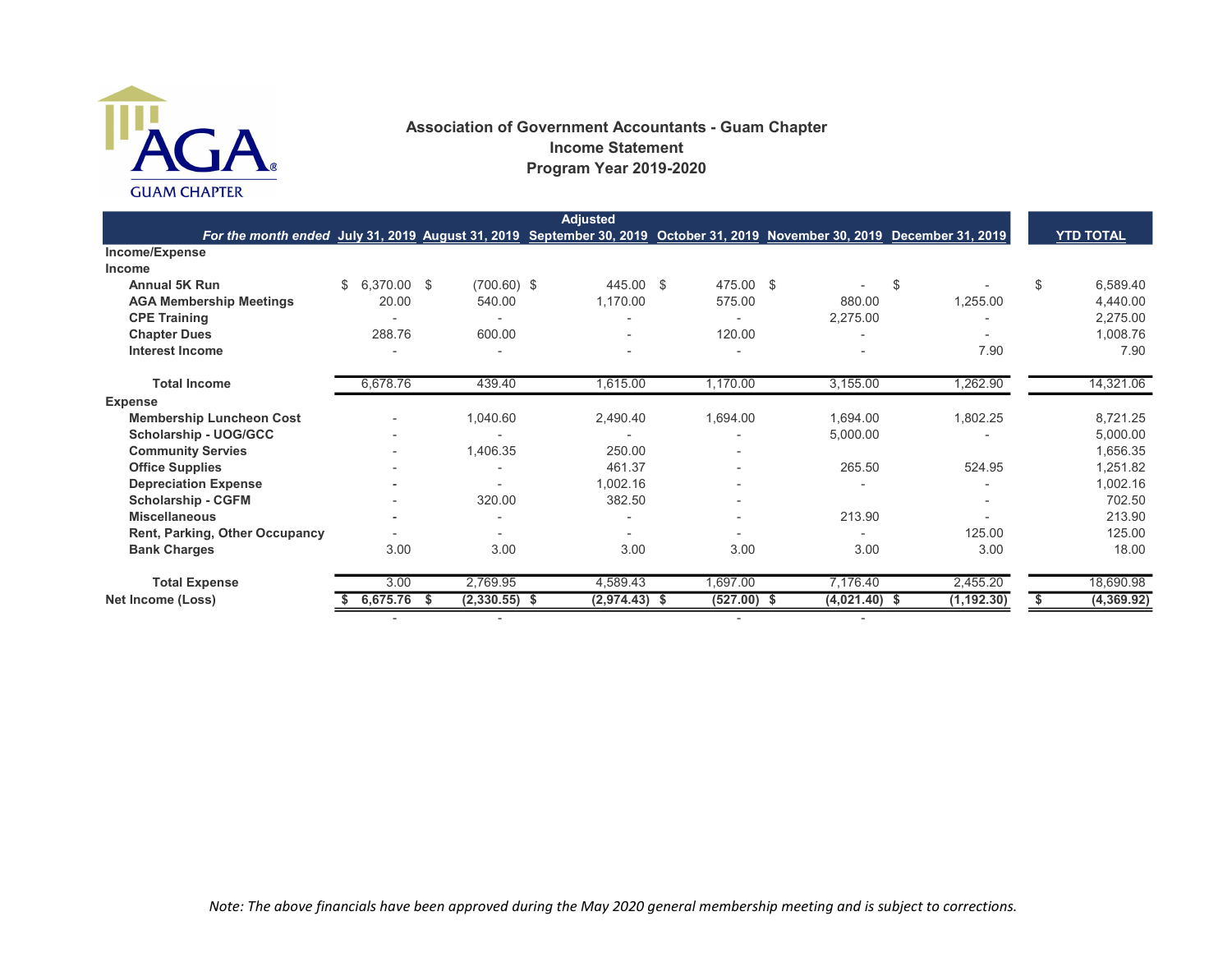AGA GUAM CHAPTER

**Association of Government Accountants - Guam Chapter**
**Income Statement**
**Program Year 2019-2020**

| *For the month ended* | July 31, 2019 | August 31, 2019 | Adjusted September 30, 2019 | October 31, 2019 | November 30, 2019 | December 31, 2019 | YTD TOTAL |
|---|---|---|---|---|---|---|---|
| **Income/Expense** | | | | | | | |
| **Income** | | | | | | | |
| **Annual 5K Run** | $ 6,370.00 | $ (700.60) | $ 445.00 | $ 475.00 | $ - | $ - | $ 6,589.40 |
| **AGA Membership Meetings** | 20.00 | 540.00 | 1,170.00 | 575.00 | 880.00 | 1,255.00 | 4,440.00 |
| **CPE Training** | - | - | - | - | 2,275.00 | - | 2,275.00 |
| **Chapter Dues** | 288.76 | 600.00 | - | 120.00 | - | - | 1,008.76 |
| **Interest Income** | - | - | - | - | - | 7.90 | 7.90 |
| **Total Income** | 6,678.76 | 439.40 | 1,615.00 | 1,170.00 | 3,155.00 | 1,262.90 | 14,321.06 |
| **Expense** | | | | | | | |
| **Membership Luncheon Cost** | - | 1,040.60 | 2,490.40 | 1,694.00 | 1,694.00 | 1,802.25 | 8,721.25 |
| **Scholarship - UOG/GCC** | - | - | - | - | 5,000.00 | - | 5,000.00 |
| **Community Servies** | - | 1,406.35 | 250.00 | - | | | 1,656.35 |
| **Office Supplies** | - | - | 461.37 | - | 265.50 | 524.95 | 1,251.82 |
| **Depreciation Expense** | - | - | 1,002.16 | - | - | - | 1,002.16 |
| **Scholarship - CGFM** | - | 320.00 | 382.50 | - | | - | 702.50 |
| **Miscellaneous** | - | - | - | - | 213.90 | - | 213.90 |
| **Rent, Parking, Other Occupancy** | - | - | - | - | - | 125.00 | 125.00 |
| **Bank Charges** | 3.00 | 3.00 | 3.00 | 3.00 | 3.00 | 3.00 | 18.00 |
| **Total Expense** | 3.00 | 2,769.95 | 4,589.43 | 1,697.00 | 7,176.40 | 2,455.20 | 18,690.98 |
| **Net Income (Loss)** | $ 6,675.76 | $ (2,330.55) | $ (2,974.43) | $ (527.00) | $ (4,021.40) | $ (1,192.30) | $ (4,369.92) |
| | - | - | | - | - | | |

*Note: The above financials have been approved during the May 2020 general membership meeting and is subject to corrections.*